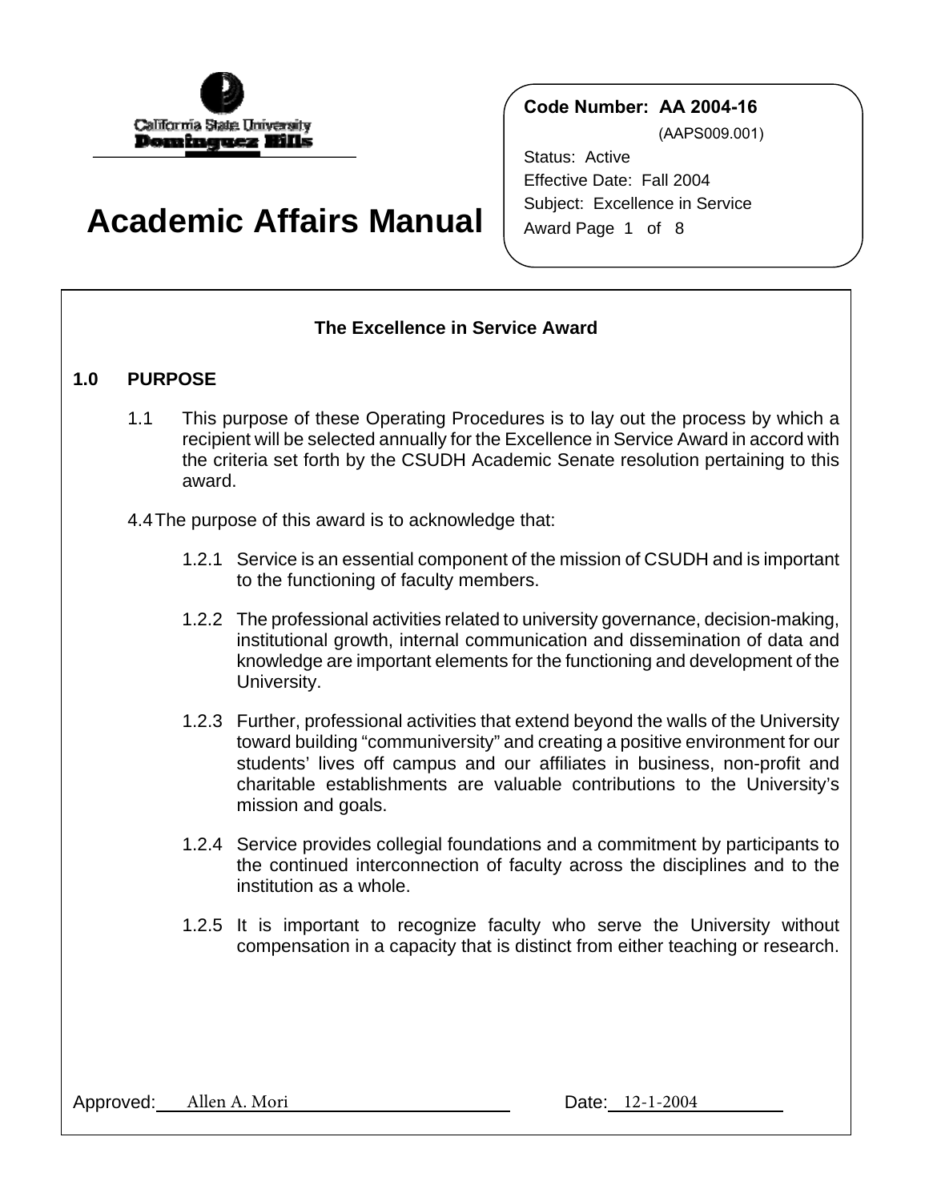**Code Number: AA 2004-16**

(AAPS009.001)

Status: Active

Effective Date: Fall 2004

Subject: Excellence in Service Award

# Academic Affairs Manual

## The Excellence in Service Award

### 1.0 PURPOSE

1.1 This purpose of these Operating Procedures is to lay out the process by which a recipient will be selected annually for the Excellence in Service Award in accord with the criteria set forth by the CSUDH Academic Senate resolution pertaining to this award.

4.4 The purpose of this award is to acknowledge that:

1.2.1 Service is an essential component of the mission of CSUDH and is important to the functioning of faculty members.

1.2.2 The professional activities related to university governance, decision-making, institutional growth, internal communication and dissemination of data and knowledge are important elements for the functioning and development of the University.

1.2.3 Further, professional activities that extend beyond the walls of the University toward building "communiversity" and creating a positive environment for our students' lives off campus and our affiliates in business, non-profit and charitable establishments are valuable contributions to the University's mission and goals.

1.2.4 Service provides collegial foundations and a commitment by participants to the continued interconnection of faculty across the disciplines and to the institution as a whole.

1.2.5 It is important to recognize faculty who serve the University without compensation in a capacity that is distinct from either teaching or research.

Approved: Allen A. Mori Date: 12-1-2004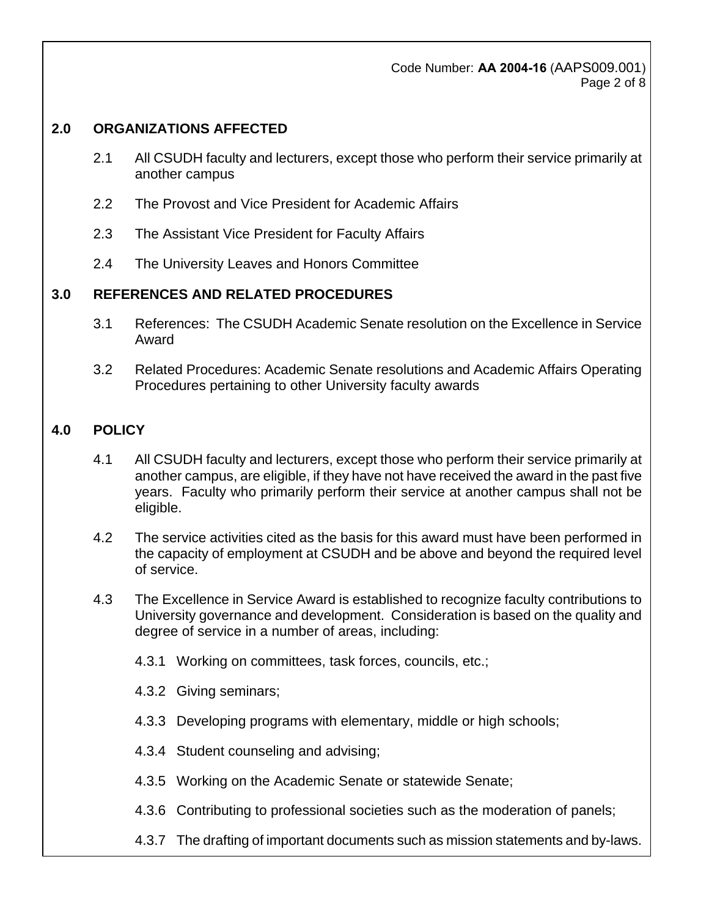## 2.0 ORGANIZATIONS AFFECTED

2.1 All CSUDH faculty and lecturers, except those who perform their service primarily at another campus

2.2 The Provost and Vice President for Academic Affairs

2.3 The Assistant Vice President for Faculty Affairs

2.4 The University Leaves and Honors Committee

## 3.0 REFERENCES AND RELATED PROCEDURES

3.1 References: The CSUDH Academic Senate resolution on the Excellence in Service Award

3.2 Related Procedures: Academic Senate resolutions and Academic Affairs Operating Procedures pertaining to other University faculty awards

## 4.0 POLICY

4.1 All CSUDH faculty and lecturers, except those who perform their service primarily at another campus, are eligible, if they have not have received the award in the past five years. Faculty who primarily perform their service at another campus shall not be eligible.

4.2 The service activities cited as the basis for this award must have been performed in the capacity of employment at CSUDH and be above and beyond the required level of service.

4.3 The Excellence in Service Award is established to recognize faculty contributions to University governance and development. Consideration is based on the quality and degree of service in a number of areas, including:

4.3.1 Working on committees, task forces, councils, etc.;

4.3.2 Giving seminars;

4.3.3 Developing programs with elementary, middle or high schools;

4.3.4 Student counseling and advising;

4.3.5 Working on the Academic Senate or statewide Senate;

4.3.6 Contributing to professional societies such as the moderation of panels;

4.3.7 The drafting of important documents such as mission statements and by-laws.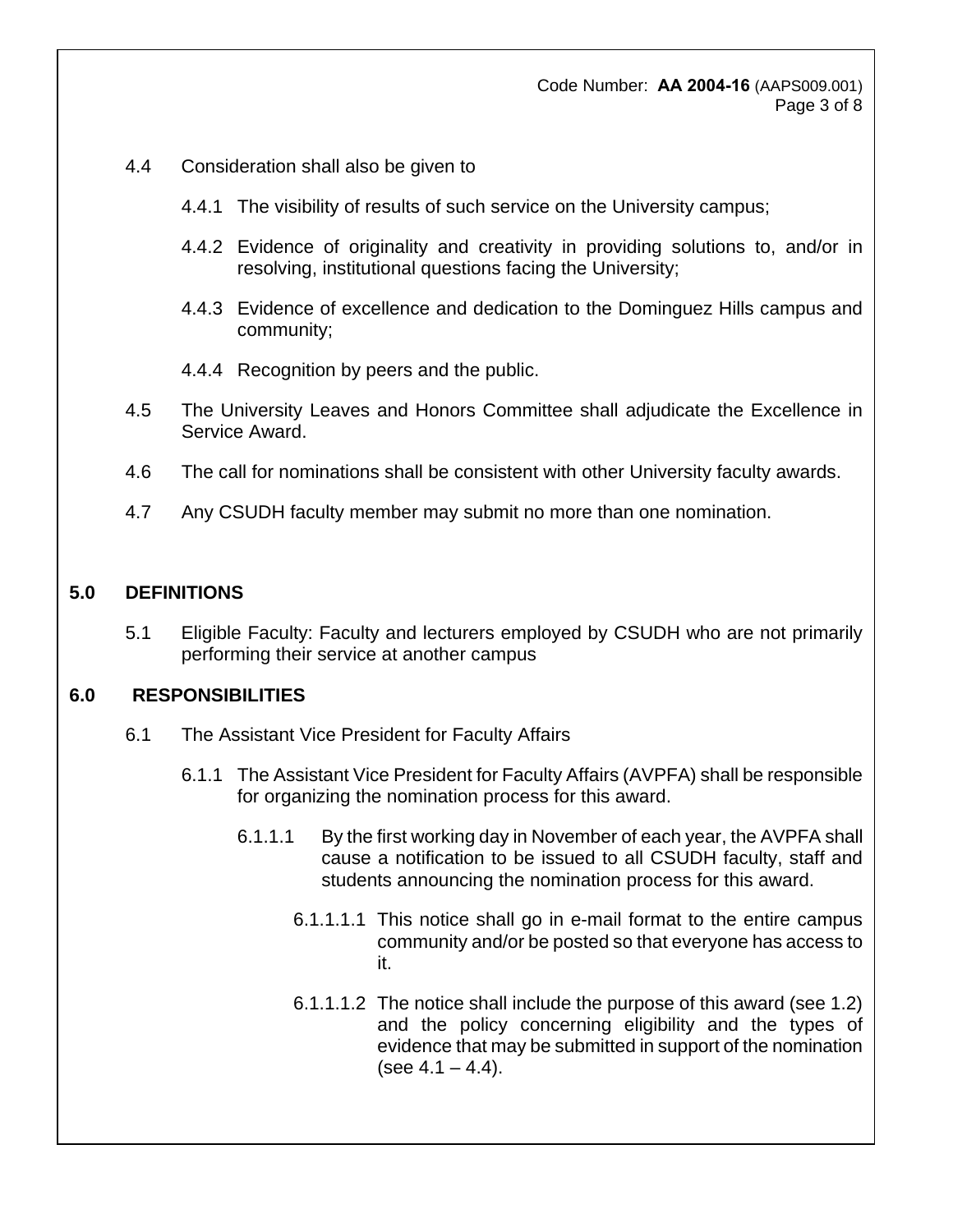4.4 Consideration shall also be given to

4.4.1 The visibility of results of such service on the University campus;

4.4.2 Evidence of originality and creativity in providing solutions to, and/or in resolving, institutional questions facing the University;

4.4.3 Evidence of excellence and dedication to the Dominguez Hills campus and community;

4.4.4 Recognition by peers and the public.

4.5 The University Leaves and Honors Committee shall adjudicate the Excellence in Service Award.

4.6 The call for nominations shall be consistent with other University faculty awards.

4.7 Any CSUDH faculty member may submit no more than one nomination.

## 5.0 DEFINITIONS

5.1 Eligible Faculty: Faculty and lecturers employed by CSUDH who are not primarily performing their service at another campus

## 6.0 RESPONSIBILITIES

6.1 The Assistant Vice President for Faculty Affairs

6.1.1 The Assistant Vice President for Faculty Affairs (AVPFA) shall be responsible for organizing the nomination process for this award.

6.1.1.1 By the first working day in November of each year, the AVPFA shall cause a notification to be issued to all CSUDH faculty, staff and students announcing the nomination process for this award.

6.1.1.1.1 This notice shall go in e-mail format to the entire campus community and/or be posted so that everyone has access to it.

6.1.1.1.2 The notice shall include the purpose of this award (see 1.2) and the policy concerning eligibility and the types of evidence that may be submitted in support of the nomination (see 4.1 – 4.4).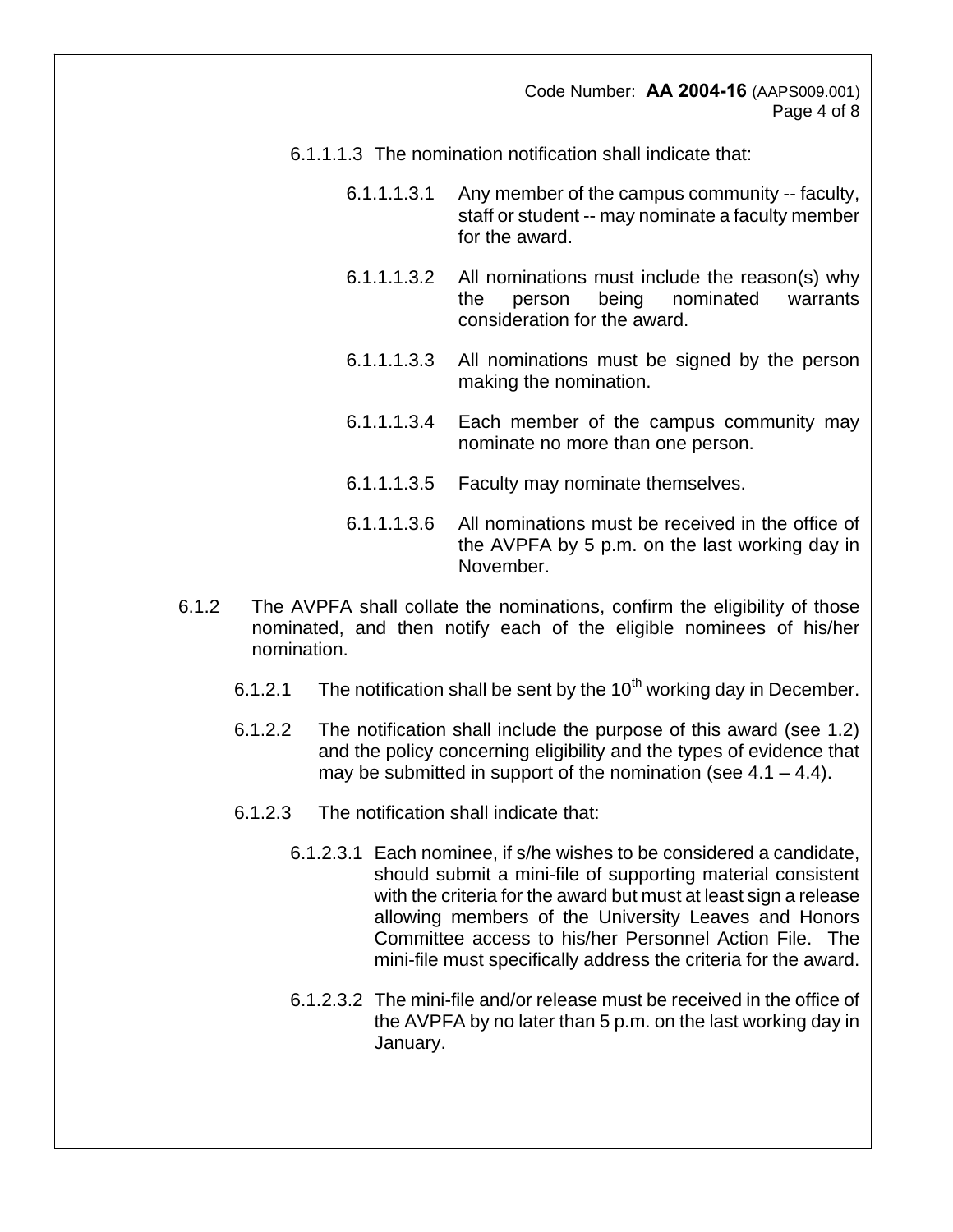6.1.1.1.3 The nomination notification shall indicate that:

6.1.1.1.3.1 Any member of the campus community -- faculty, staff or student -- may nominate a faculty member for the award.

6.1.1.1.3.2 All nominations must include the reason(s) why the person being nominated warrants consideration for the award.

6.1.1.1.3.3 All nominations must be signed by the person making the nomination.

6.1.1.1.3.4 Each member of the campus community may nominate no more than one person.

6.1.1.1.3.5 Faculty may nominate themselves.

6.1.1.1.3.6 All nominations must be received in the office of the AVPFA by 5 p.m. on the last working day in November.

6.1.2 The AVPFA shall collate the nominations, confirm the eligibility of those nominated, and then notify each of the eligible nominees of his/her nomination.

6.1.2.1 The notification shall be sent by the 10th working day in December.

6.1.2.2 The notification shall include the purpose of this award (see 1.2) and the policy concerning eligibility and the types of evidence that may be submitted in support of the nomination (see 4.1 – 4.4).

6.1.2.3 The notification shall indicate that:

6.1.2.3.1 Each nominee, if s/he wishes to be considered a candidate, should submit a mini-file of supporting material consistent with the criteria for the award but must at least sign a release allowing members of the University Leaves and Honors Committee access to his/her Personnel Action File. The mini-file must specifically address the criteria for the award.

6.1.2.3.2 The mini-file and/or release must be received in the office of the AVPFA by no later than 5 p.m. on the last working day in January.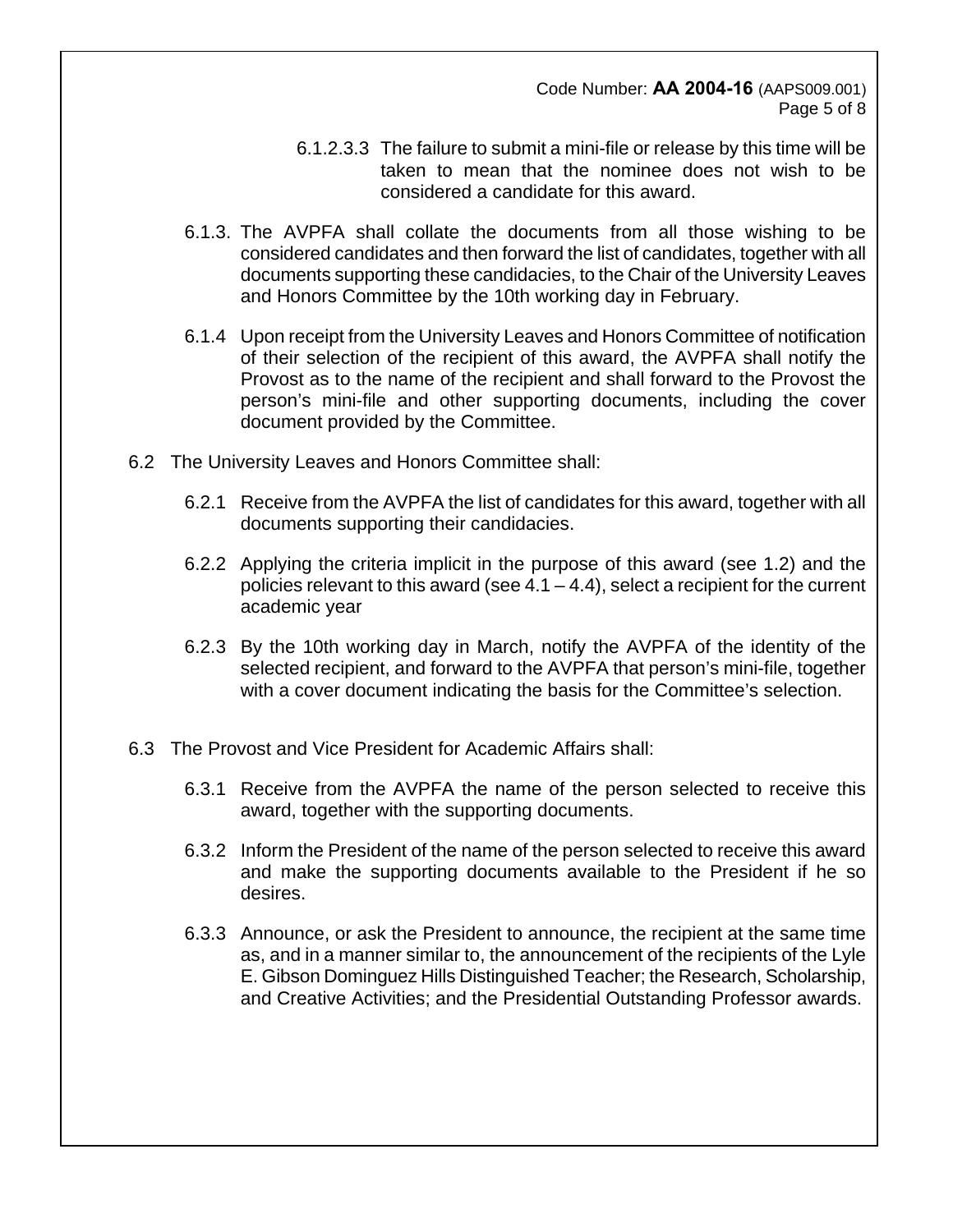6.1.2.3.3 The failure to submit a mini-file or release by this time will be taken to mean that the nominee does not wish to be considered a candidate for this award.

6.1.3. The AVPFA shall collate the documents from all those wishing to be considered candidates and then forward the list of candidates, together with all documents supporting these candidacies, to the Chair of the University Leaves and Honors Committee by the 10th working day in February.

6.1.4 Upon receipt from the University Leaves and Honors Committee of notification of their selection of the recipient of this award, the AVPFA shall notify the Provost as to the name of the recipient and shall forward to the Provost the person's mini-file and other supporting documents, including the cover document provided by the Committee.

6.2 The University Leaves and Honors Committee shall:

6.2.1 Receive from the AVPFA the list of candidates for this award, together with all documents supporting their candidacies.

6.2.2 Applying the criteria implicit in the purpose of this award (see 1.2) and the policies relevant to this award (see 4.1 – 4.4), select a recipient for the current academic year

6.2.3 By the 10th working day in March, notify the AVPFA of the identity of the selected recipient, and forward to the AVPFA that person's mini-file, together with a cover document indicating the basis for the Committee's selection.

6.3 The Provost and Vice President for Academic Affairs shall:

6.3.1 Receive from the AVPFA the name of the person selected to receive this award, together with the supporting documents.

6.3.2 Inform the President of the name of the person selected to receive this award and make the supporting documents available to the President if he so desires.

6.3.3 Announce, or ask the President to announce, the recipient at the same time as, and in a manner similar to, the announcement of the recipients of the Lyle E. Gibson Dominguez Hills Distinguished Teacher; the Research, Scholarship, and Creative Activities; and the Presidential Outstanding Professor awards.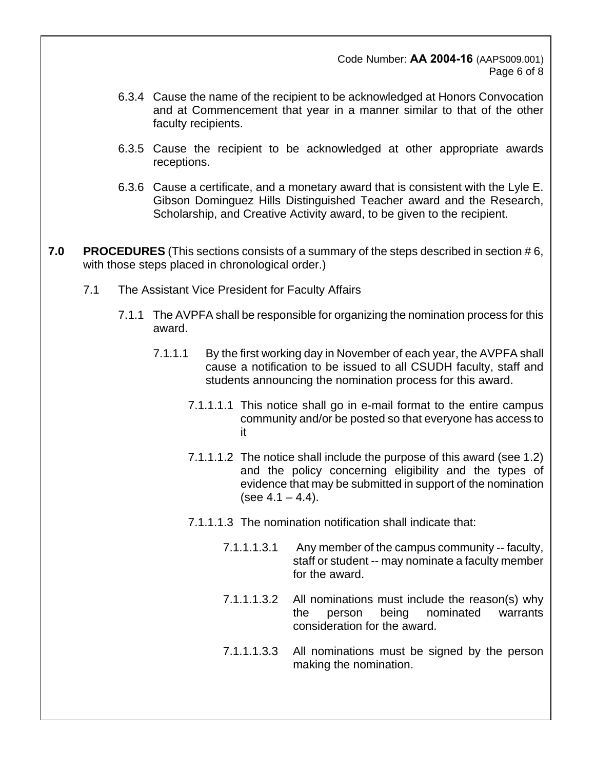6.3.4 Cause the name of the recipient to be acknowledged at Honors Convocation and at Commencement that year in a manner similar to that of the other faculty recipients.

6.3.5 Cause the recipient to be acknowledged at other appropriate awards receptions.

6.3.6 Cause a certificate, and a monetary award that is consistent with the Lyle E. Gibson Dominguez Hills Distinguished Teacher award and the Research, Scholarship, and Creative Activity award, to be given to the recipient.

**7.0 PROCEDURES** (This sections consists of a summary of the steps described in section # 6, with those steps placed in chronological order.)

7.1 The Assistant Vice President for Faculty Affairs

7.1.1 The AVPFA shall be responsible for organizing the nomination process for this award.

7.1.1.1 By the first working day in November of each year, the AVPFA shall cause a notification to be issued to all CSUDH faculty, staff and students announcing the nomination process for this award.

7.1.1.1.1 This notice shall go in e-mail format to the entire campus community and/or be posted so that everyone has access to it

7.1.1.1.2 The notice shall include the purpose of this award (see 1.2) and the policy concerning eligibility and the types of evidence that may be submitted in support of the nomination (see 4.1 – 4.4).

7.1.1.1.3 The nomination notification shall indicate that:

7.1.1.1.3.1 Any member of the campus community -- faculty, staff or student -- may nominate a faculty member for the award.

7.1.1.1.3.2 All nominations must include the reason(s) why the person being nominated warrants consideration for the award.

7.1.1.1.3.3 All nominations must be signed by the person making the nomination.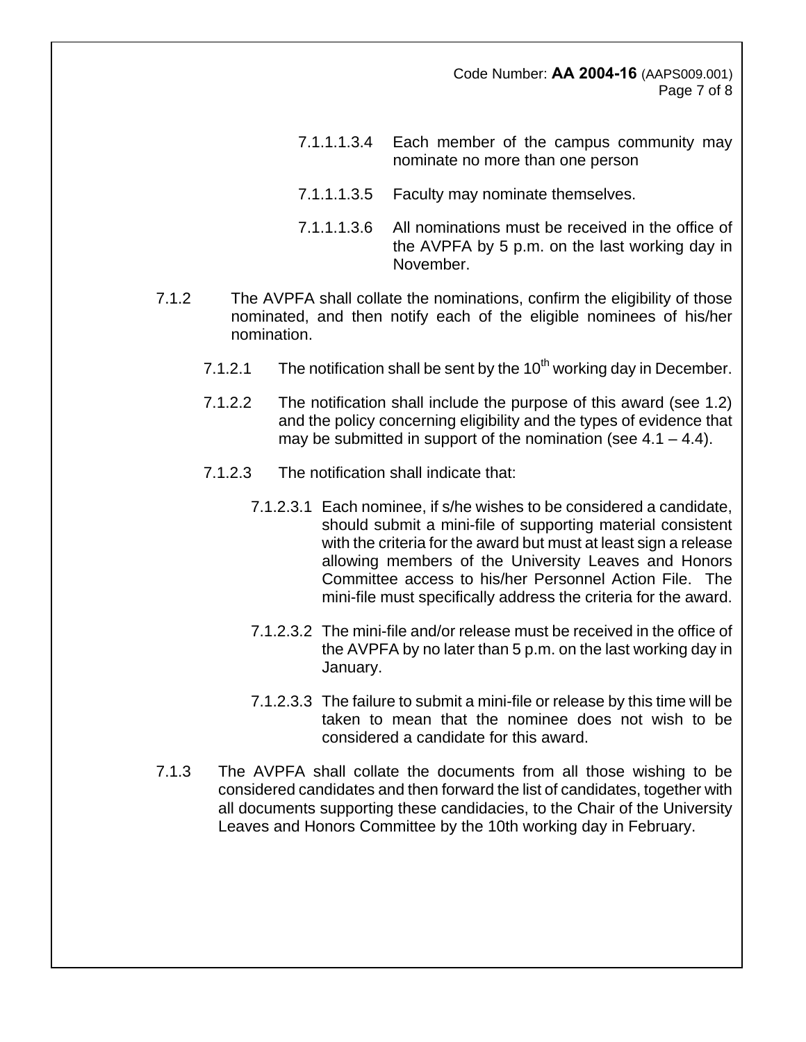7.1.1.1.3.4 Each member of the campus community may nominate no more than one person

7.1.1.1.3.5 Faculty may nominate themselves.

7.1.1.1.3.6 All nominations must be received in the office of the AVPFA by 5 p.m. on the last working day in November.

7.1.2 The AVPFA shall collate the nominations, confirm the eligibility of those nominated, and then notify each of the eligible nominees of his/her nomination.

7.1.2.1 The notification shall be sent by the 10th working day in December.

7.1.2.2 The notification shall include the purpose of this award (see 1.2) and the policy concerning eligibility and the types of evidence that may be submitted in support of the nomination (see 4.1 – 4.4).

7.1.2.3 The notification shall indicate that:

7.1.2.3.1 Each nominee, if s/he wishes to be considered a candidate, should submit a mini-file of supporting material consistent with the criteria for the award but must at least sign a release allowing members of the University Leaves and Honors Committee access to his/her Personnel Action File. The mini-file must specifically address the criteria for the award.

7.1.2.3.2 The mini-file and/or release must be received in the office of the AVPFA by no later than 5 p.m. on the last working day in January.

7.1.2.3.3 The failure to submit a mini-file or release by this time will be taken to mean that the nominee does not wish to be considered a candidate for this award.

7.1.3 The AVPFA shall collate the documents from all those wishing to be considered candidates and then forward the list of candidates, together with all documents supporting these candidacies, to the Chair of the University Leaves and Honors Committee by the 10th working day in February.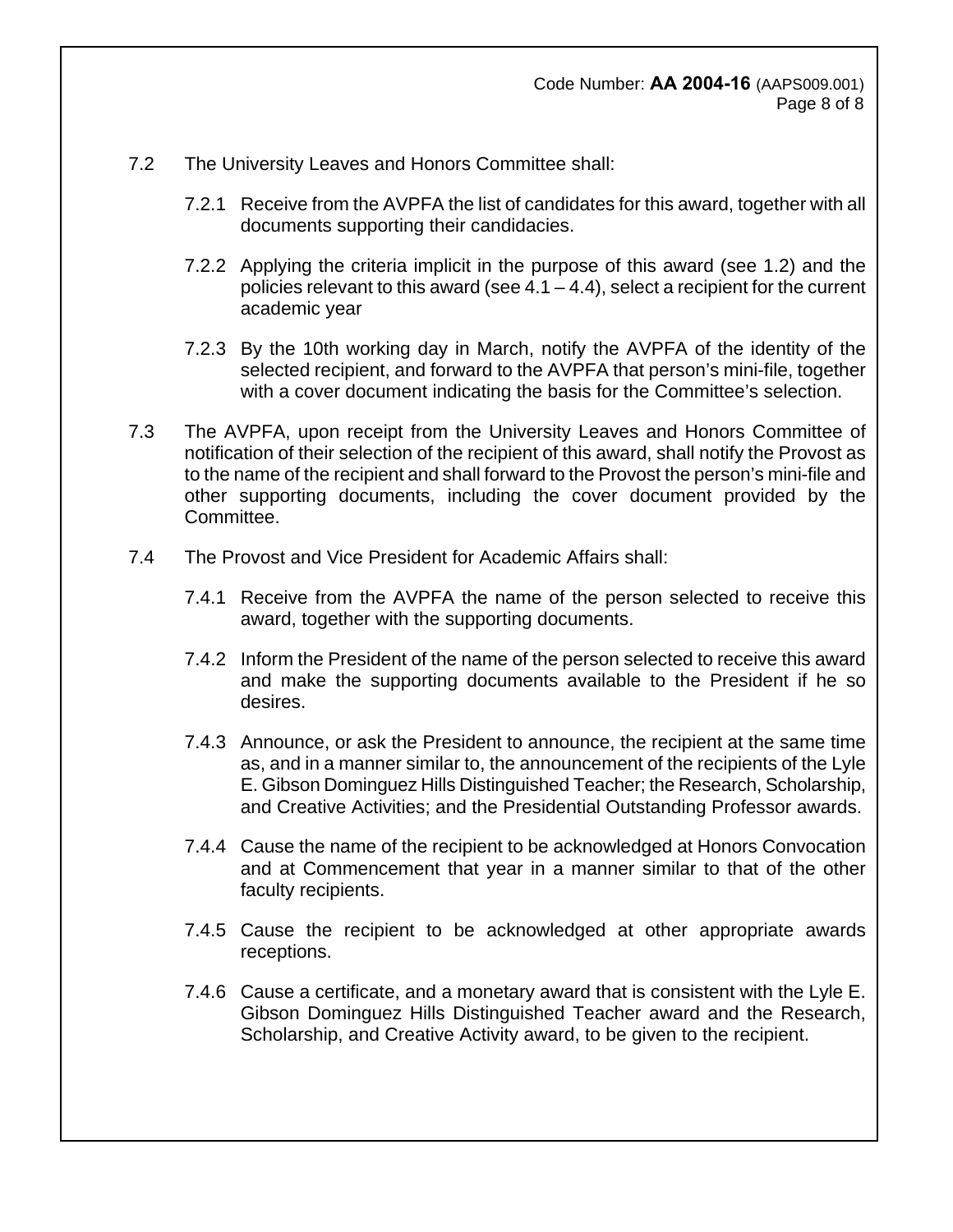7.2 The University Leaves and Honors Committee shall:

7.2.1 Receive from the AVPFA the list of candidates for this award, together with all documents supporting their candidacies.

7.2.2 Applying the criteria implicit in the purpose of this award (see 1.2) and the policies relevant to this award (see 4.1 – 4.4), select a recipient for the current academic year

7.2.3 By the 10th working day in March, notify the AVPFA of the identity of the selected recipient, and forward to the AVPFA that person's mini-file, together with a cover document indicating the basis for the Committee's selection.

7.3 The AVPFA, upon receipt from the University Leaves and Honors Committee of notification of their selection of the recipient of this award, shall notify the Provost as to the name of the recipient and shall forward to the Provost the person's mini-file and other supporting documents, including the cover document provided by the Committee.

7.4 The Provost and Vice President for Academic Affairs shall:

7.4.1 Receive from the AVPFA the name of the person selected to receive this award, together with the supporting documents.

7.4.2 Inform the President of the name of the person selected to receive this award and make the supporting documents available to the President if he so desires.

7.4.3 Announce, or ask the President to announce, the recipient at the same time as, and in a manner similar to, the announcement of the recipients of the Lyle E. Gibson Dominguez Hills Distinguished Teacher; the Research, Scholarship, and Creative Activities; and the Presidential Outstanding Professor awards.

7.4.4 Cause the name of the recipient to be acknowledged at Honors Convocation and at Commencement that year in a manner similar to that of the other faculty recipients.

7.4.5 Cause the recipient to be acknowledged at other appropriate awards receptions.

7.4.6 Cause a certificate, and a monetary award that is consistent with the Lyle E. Gibson Dominguez Hills Distinguished Teacher award and the Research, Scholarship, and Creative Activity award, to be given to the recipient.